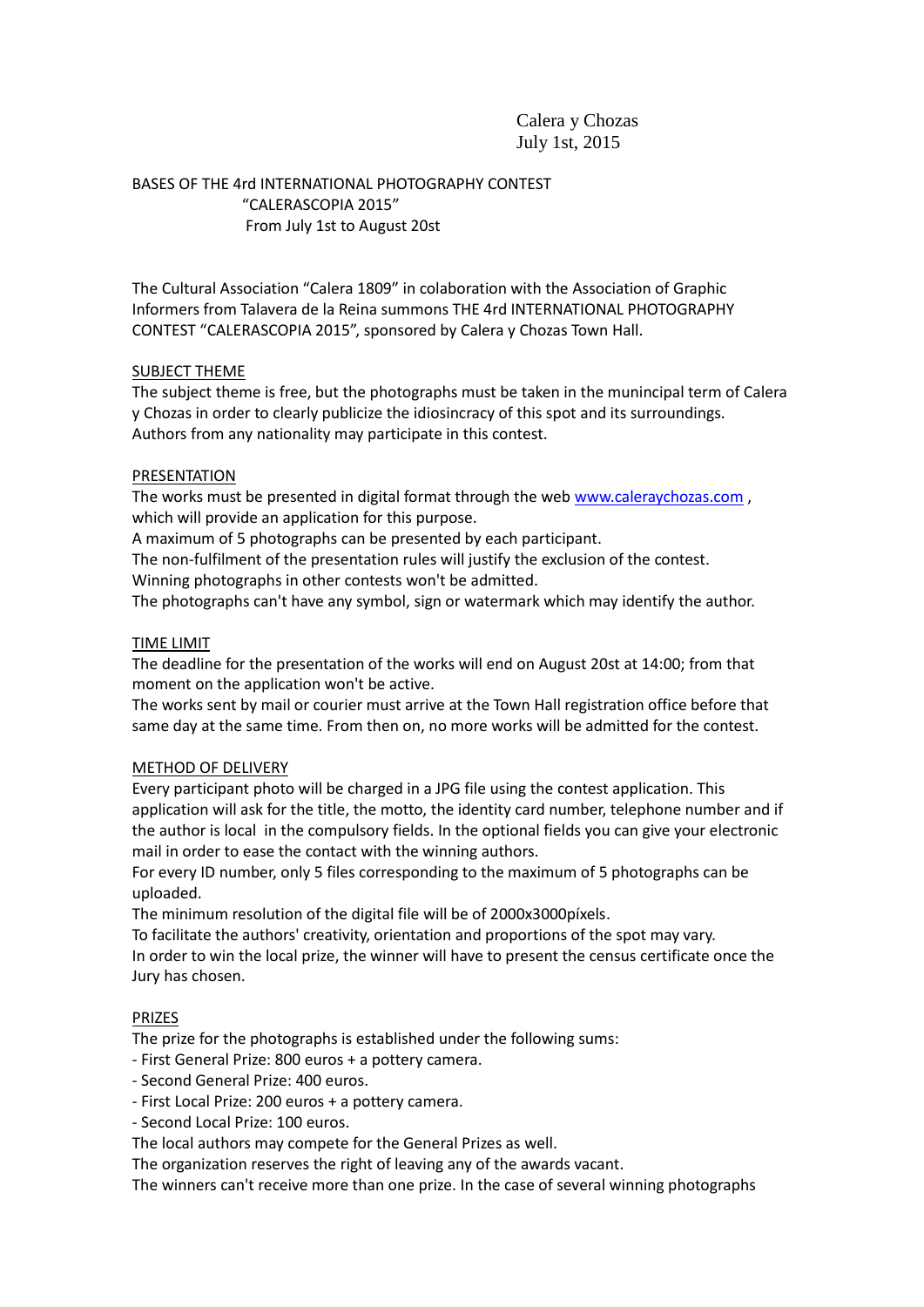Calera y Chozas
July 1st, 2015

BASES OF THE 4rd INTERNATIONAL PHOTOGRAPHY CONTEST
"CALERASCOPIA 2015"
From July 1st to August 20st

The Cultural Association "Calera 1809" in colaboration with the Association of Graphic Informers from Talavera de la Reina summons THE 4rd INTERNATIONAL PHOTOGRAPHY CONTEST "CALERASCOPIA 2015", sponsored by Calera y Chozas Town Hall.

## SUBJECT THEME

The subject theme is free, but the photographs must be taken in the munincipal term of Calera y Chozas in order to clearly publicize the idiosincracy of this spot and its surroundings.
Authors from any nationality may participate in this contest.

## PRESENTATION

The works must be presented in digital format through the web www.caleraychozas.com , which will provide an application for this purpose.
A maximum of 5 photographs can be presented by each participant.
The non-fulfilment of the presentation rules will justify the exclusion of the contest.
Winning photographs in other contests won't be admitted.
The photographs can't have any symbol, sign or watermark which may identify the author.

## TIME LIMIT

The deadline for the presentation of the works will end on August 20st at 14:00; from that moment on the application won't be active.
The works sent by mail or courier must arrive at the Town Hall registration office before that same day at the same time. From then on, no more works will be admitted for the contest.

## METHOD OF DELIVERY

Every participant photo will be charged in a JPG file using the contest application. This application will ask for the title, the motto, the identity card number, telephone number and if the author is local in the compulsory fields. In the optional fields you can give your electronic mail in order to ease the contact with the winning authors.
For every ID number, only 5 files corresponding to the maximum of 5 photographs can be uploaded.
The minimum resolution of the digital file will be of 2000x3000píxels.
To facilitate the authors' creativity, orientation and proportions of the spot may vary.
In order to win the local prize, the winner will have to present the census certificate once the Jury has chosen.

## PRIZES

The prize for the photographs is established under the following sums:

- First General Prize: 800 euros + a pottery camera.
- Second General Prize: 400 euros.
- First Local Prize: 200 euros + a pottery camera.
- Second Local Prize: 100 euros.

The local authors may compete for the General Prizes as well.
The organization reserves the right of leaving any of the awards vacant.
The winners can't receive more than one prize. In the case of several winning photographs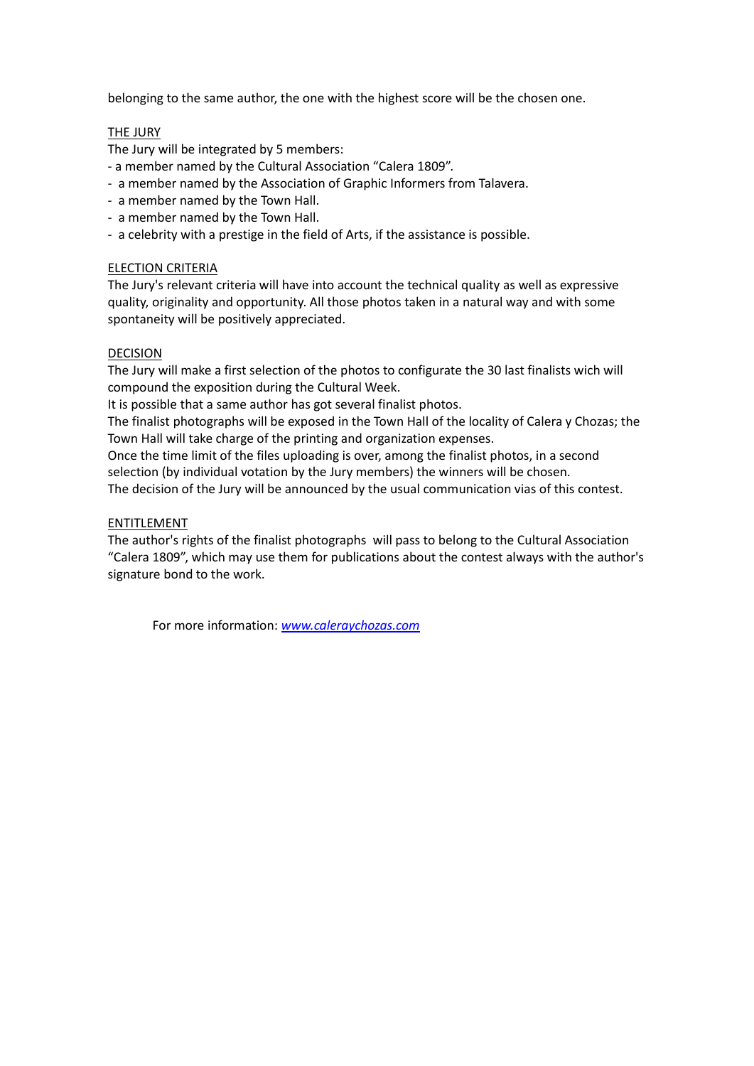belonging to the same author, the one with the highest score will be the chosen one.

THE JURY

The Jury will be integrated by 5 members:

- a member named by the Cultural Association "Calera 1809".
- a member named by the Association of Graphic Informers from Talavera.
- a member named by the Town Hall.
- a member named by the Town Hall.
- a celebrity with a prestige in the field of Arts, if the assistance is possible.

ELECTION CRITERIA

The Jury's relevant criteria will have into account the technical quality as well as expressive quality, originality and opportunity. All those photos taken in a natural way and with some spontaneity will be positively appreciated.

DECISION

The Jury will make a first selection of the photos to configurate the 30 last finalists wich will compound the exposition during the Cultural Week.

It is possible that a same author has got several finalist photos.

The finalist photographs will be exposed in the Town Hall of the locality of Calera y Chozas; the Town Hall will take charge of the printing and organization expenses.

Once the time limit of the files uploading is over, among the finalist photos, in a second selection (by individual votation by the Jury members) the winners will be chosen.

The decision of the Jury will be announced by the usual communication vias of this contest.

ENTITLEMENT

The author's rights of the finalist photographs will pass to belong to the Cultural Association "Calera 1809", which may use them for publications about the contest always with the author's signature bond to the work.

For more information: *www.caleraychozas.com*